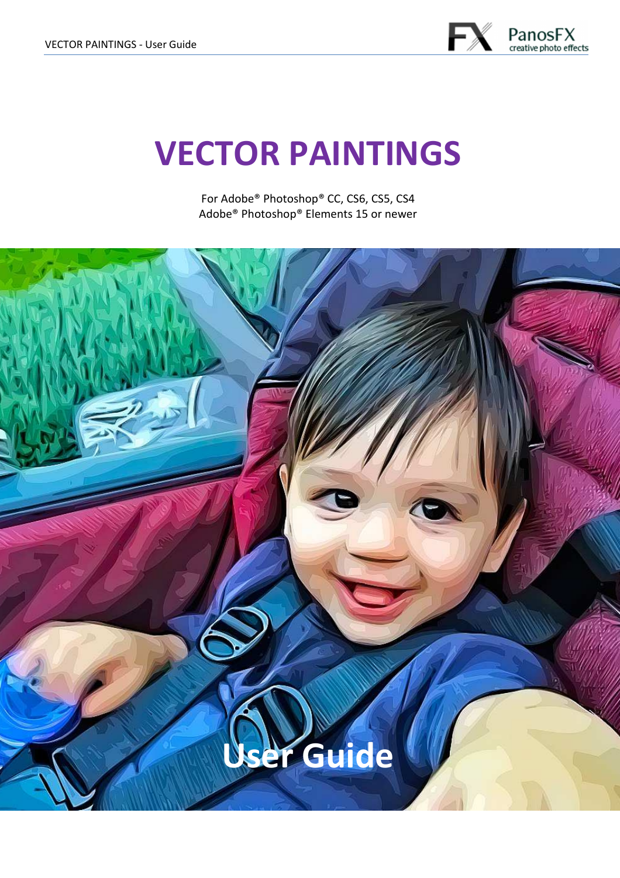# VECTOR PAINTINGS

For Adobe® Photoshop® CC, CS6, CS5, CS4
Adobe® Photoshop® Elements 15 or newer

# User Guide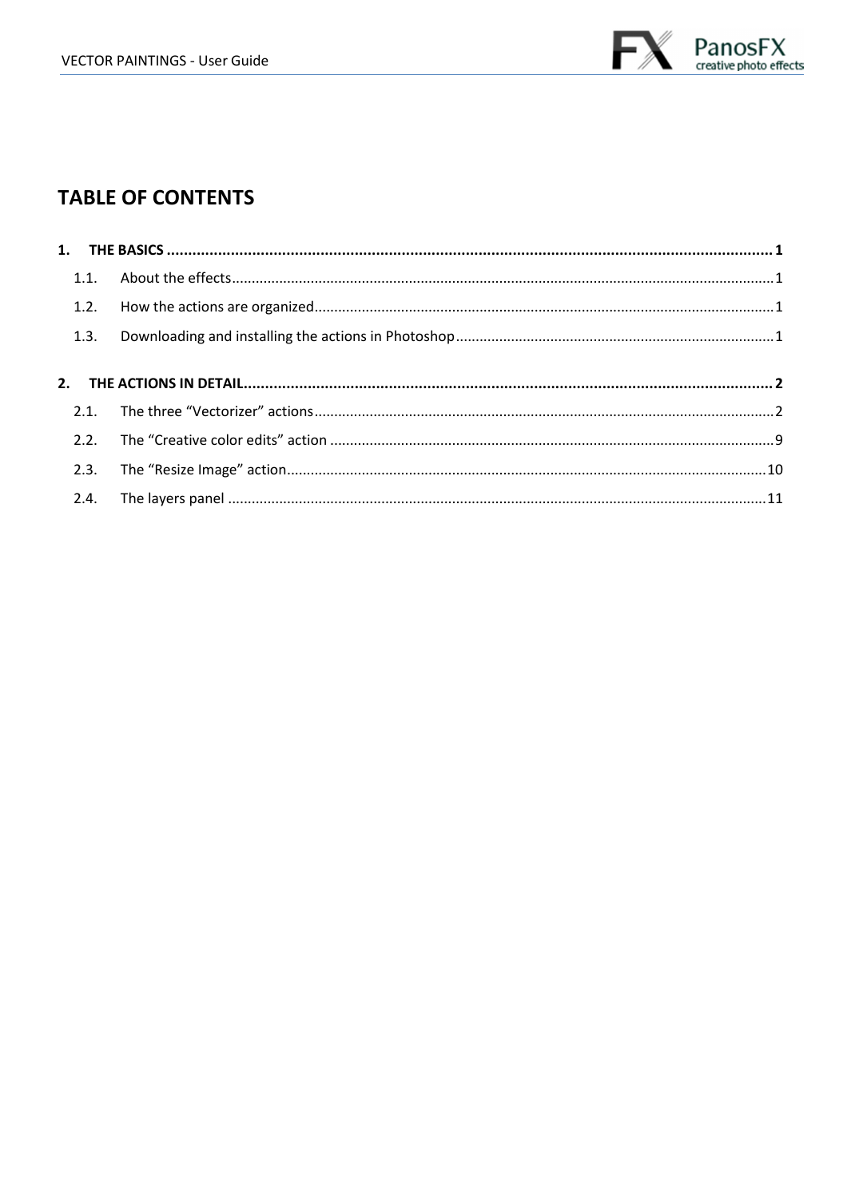# TABLE OF CONTENTS

**1. THE BASICS ........................................................................................................................................ 1**

1.1. About the effects........................................................................................................................ 1

1.2. How the actions are organized.................................................................................................... 1

1.3. Downloading and installing the actions in Photoshop................................................................ 1

**2. THE ACTIONS IN DETAIL.................................................................................................................. 2**

2.1. The three “Vectorizer” actions..................................................................................................... 2

2.2. The “Creative color edits” action ................................................................................................ 9

2.3. The “Resize Image” action......................................................................................................... 10

2.4. The layers panel ........................................................................................................................ 11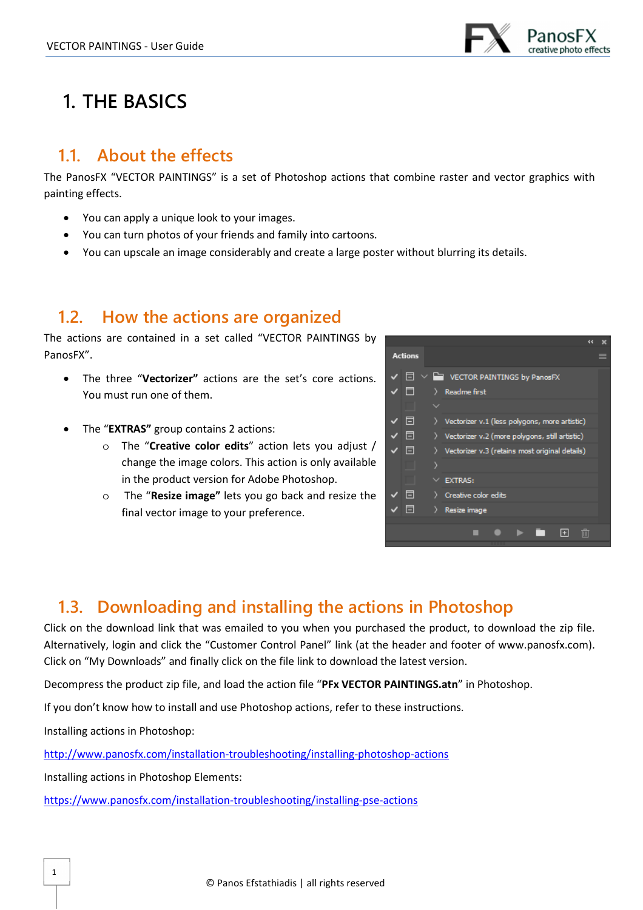# 1. THE BASICS

## 1.1. About the effects

The PanosFX "VECTOR PAINTINGS" is a set of Photoshop actions that combine raster and vector graphics with painting effects.

- You can apply a unique look to your images.
- You can turn photos of your friends and family into cartoons.
- You can upscale an image considerably and create a large poster without blurring its details.

## 1.2. How the actions are organized

The actions are contained in a set called "VECTOR PAINTINGS by PanosFX".

- The three "**Vectorizer**" actions are the set's core actions. You must run one of them.

- The "**EXTRAS**" group contains 2 actions:
  - The "**Creative color edits**" action lets you adjust / change the image colors. This action is only available in the product version for Adobe Photoshop.
  - The "**Resize image**" lets you go back and resize the final vector image to your preference.

## 1.3. Downloading and installing the actions in Photoshop

Click on the download link that was emailed to you when you purchased the product, to download the zip file. Alternatively, login and click the "Customer Control Panel" link (at the header and footer of www.panosfx.com). Click on "My Downloads" and finally click on the file link to download the latest version.

Decompress the product zip file, and load the action file "**PFx VECTOR PAINTINGS.atn**" in Photoshop.

If you don't know how to install and use Photoshop actions, refer to these instructions.

Installing actions in Photoshop:

http://www.panosfx.com/installation-troubleshooting/installing-photoshop-actions

Installing actions in Photoshop Elements:

https://www.panosfx.com/installation-troubleshooting/installing-pse-actions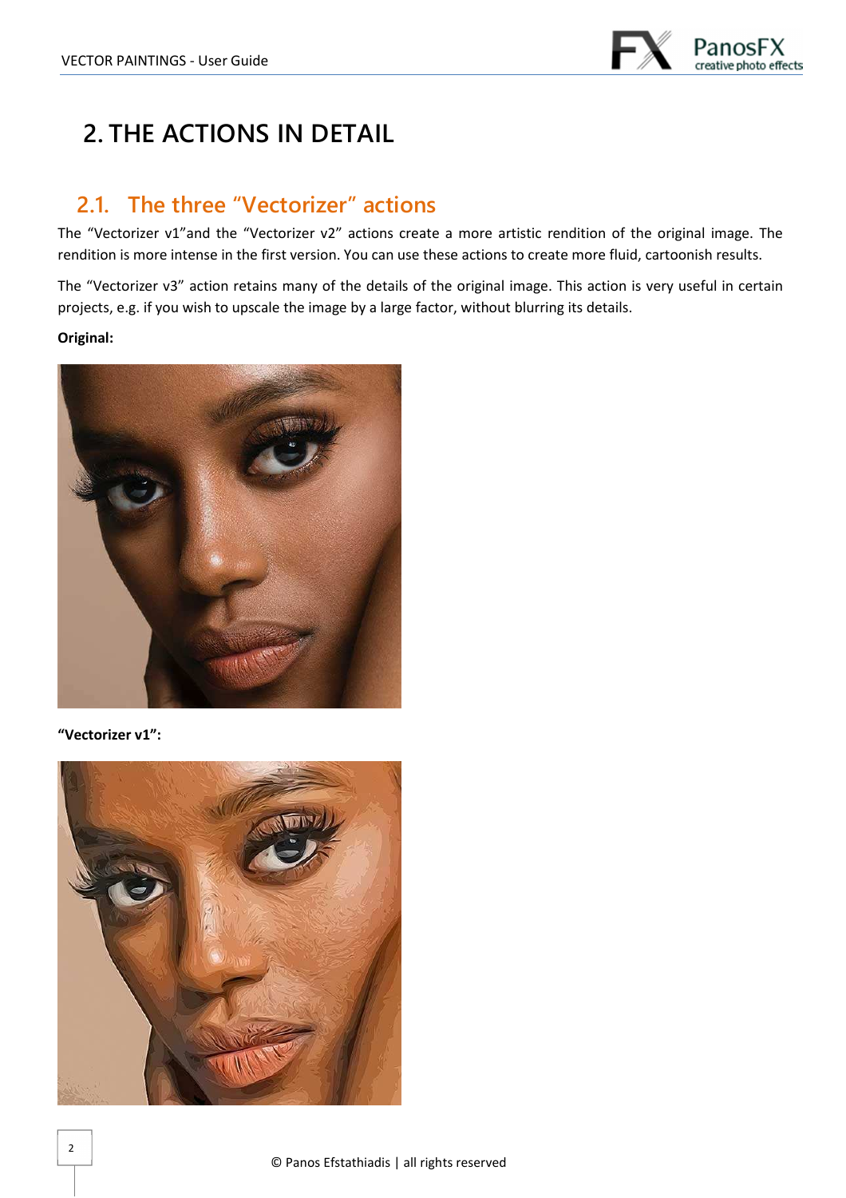# 2. THE ACTIONS IN DETAIL

## 2.1. The three "Vectorizer" actions

The "Vectorizer v1"and the "Vectorizer v2" actions create a more artistic rendition of the original image. The rendition is more intense in the first version. You can use these actions to create more fluid, cartoonish results.

The "Vectorizer v3" action retains many of the details of the original image. This action is very useful in certain projects, e.g. if you wish to upscale the image by a large factor, without blurring its details.

**Original:**

**"Vectorizer v1":**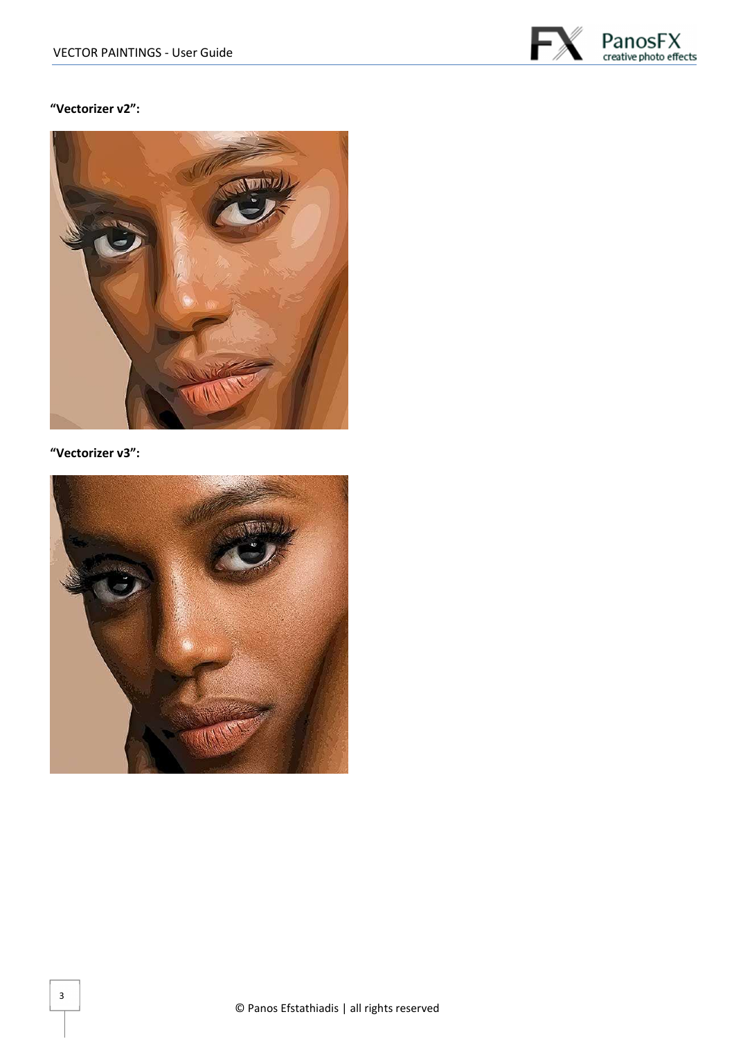**“Vectorizer v2”:**

**“Vectorizer v3”:**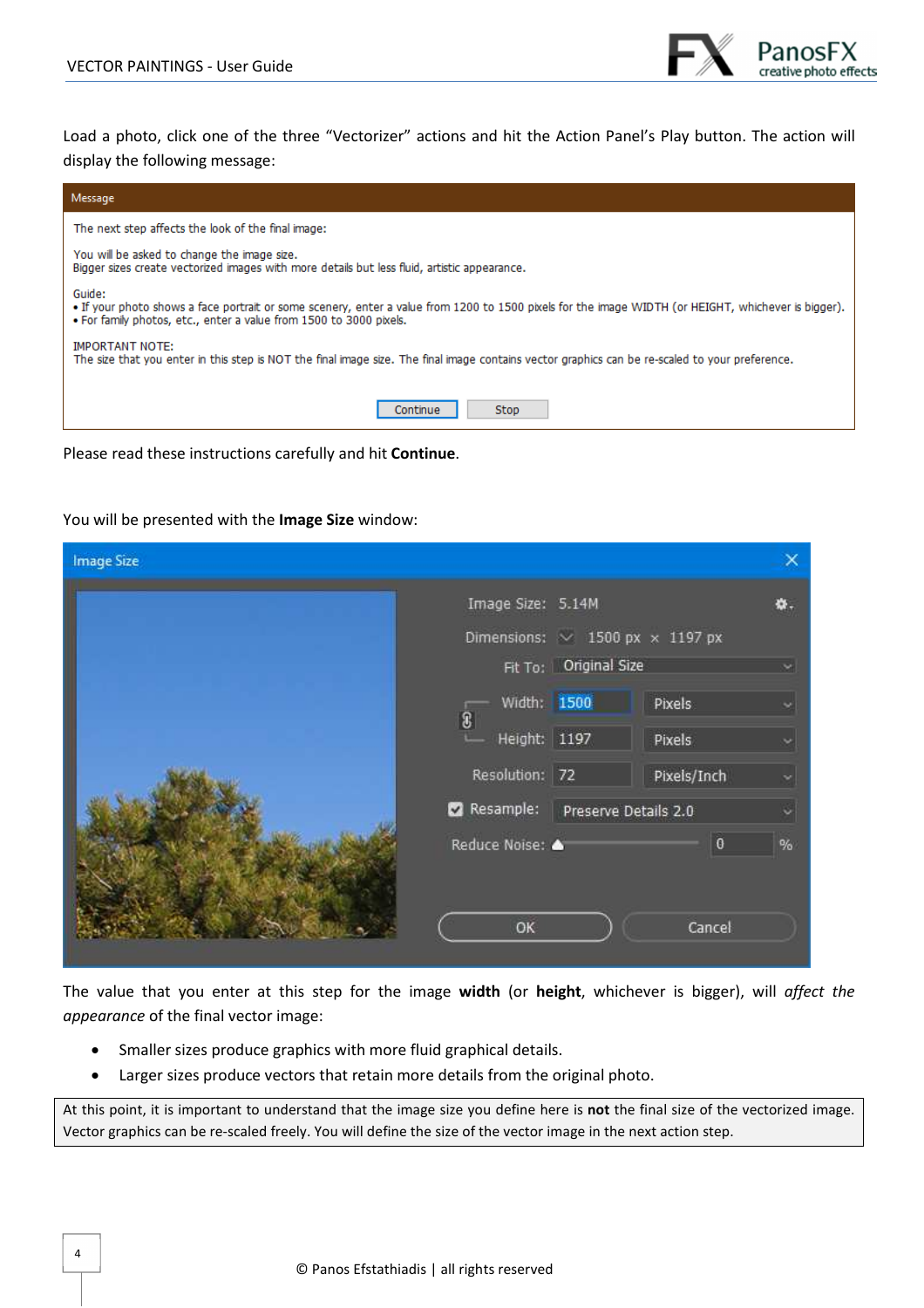Load a photo, click one of the three “Vectorizer” actions and hit the Action Panel’s Play button. The action will display the following message:

Message

The next step affects the look of the final image:

You will be asked to change the image size.
Bigger sizes create vectorized images with more details but less fluid, artistic appearance.

Guide:
• If your photo shows a face portrait or some scenery, enter a value from 1200 to 1500 pixels for the image WIDTH (or HEIGHT, whichever is bigger).
• For family photos, etc., enter a value from 1500 to 3000 pixels.

IMPORTANT NOTE:
The size that you enter in this step is NOT the final image size. The final image contains vector graphics can be re-scaled to your preference.

Continue   Stop

Please read these instructions carefully and hit **Continue**.

You will be presented with the **Image Size** window:

Image Size

Image Size: 5.14M
Dimensions: 1500 px × 1197 px
Fit To: Original Size
Width: 1500 Pixels
Height: 1197 Pixels
Resolution: 72 Pixels/Inch
Resample: Preserve Details 2.0
Reduce Noise: 0 %

OK   Cancel

The value that you enter at this step for the image **width** (or **height**, whichever is bigger), will *affect the appearance* of the final vector image:

- Smaller sizes produce graphics with more fluid graphical details.
- Larger sizes produce vectors that retain more details from the original photo.

At this point, it is important to understand that the image size you define here is **not** the final size of the vectorized image. Vector graphics can be re-scaled freely. You will define the size of the vector image in the next action step.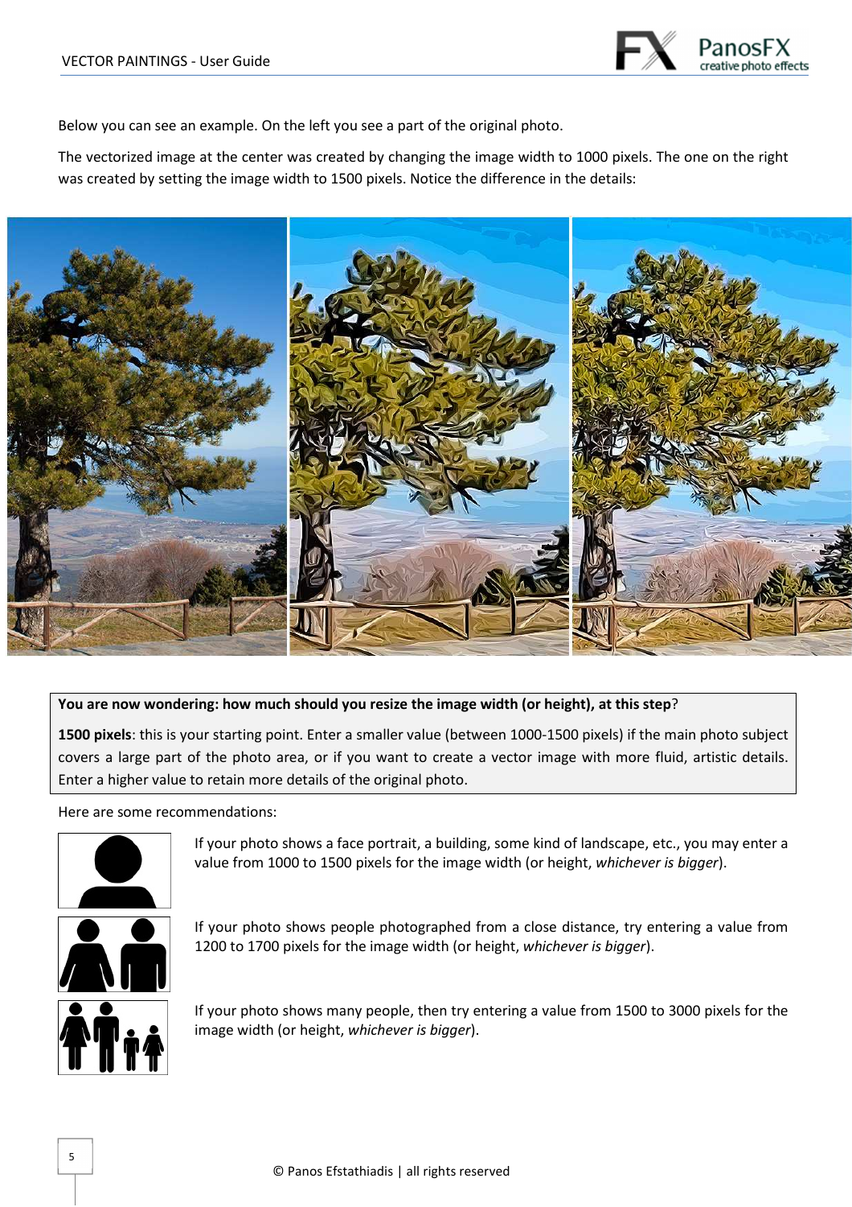Below you can see an example. On the left you see a part of the original photo.

The vectorized image at the center was created by changing the image width to 1000 pixels. The one on the right was created by setting the image width to 1500 pixels. Notice the difference in the details:

**You are now wondering: how much should you resize the image width (or height), at this step**?

**1500 pixels**: this is your starting point. Enter a smaller value (between 1000-1500 pixels) if the main photo subject covers a large part of the photo area, or if you want to create a vector image with more fluid, artistic details. Enter a higher value to retain more details of the original photo.

Here are some recommendations:

If your photo shows a face portrait, a building, some kind of landscape, etc., you may enter a value from 1000 to 1500 pixels for the image width (or height, *whichever is bigger*).

If your photo shows people photographed from a close distance, try entering a value from 1200 to 1700 pixels for the image width (or height, *whichever is bigger*).

If your photo shows many people, then try entering a value from 1500 to 3000 pixels for the image width (or height, *whichever is bigger*).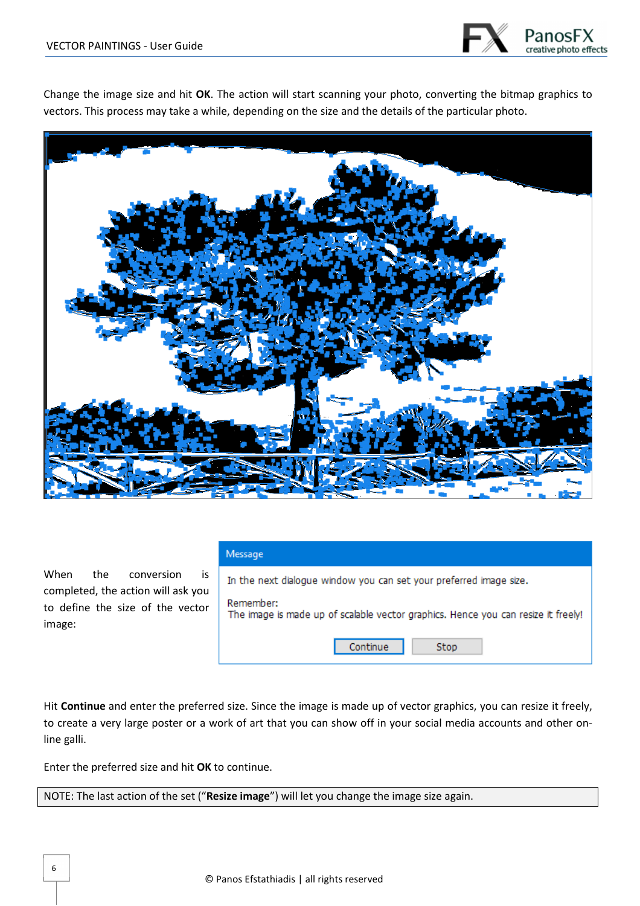Change the image size and hit **OK**. The action will start scanning your photo, converting the bitmap graphics to vectors. This process may take a while, depending on the size and the details of the particular photo.

When the conversion is completed, the action will ask you to define the size of the vector image:

Message

In the next dialogue window you can set your preferred image size.

Remember:
The image is made up of scalable vector graphics. Hence you can resize it freely!

Continue | Stop

Hit **Continue** and enter the preferred size. Since the image is made up of vector graphics, you can resize it freely, to create a very large poster or a work of art that you can show off in your social media accounts and other on-line galli.

Enter the preferred size and hit **OK** to continue.

NOTE: The last action of the set ("**Resize image**") will let you change the image size again.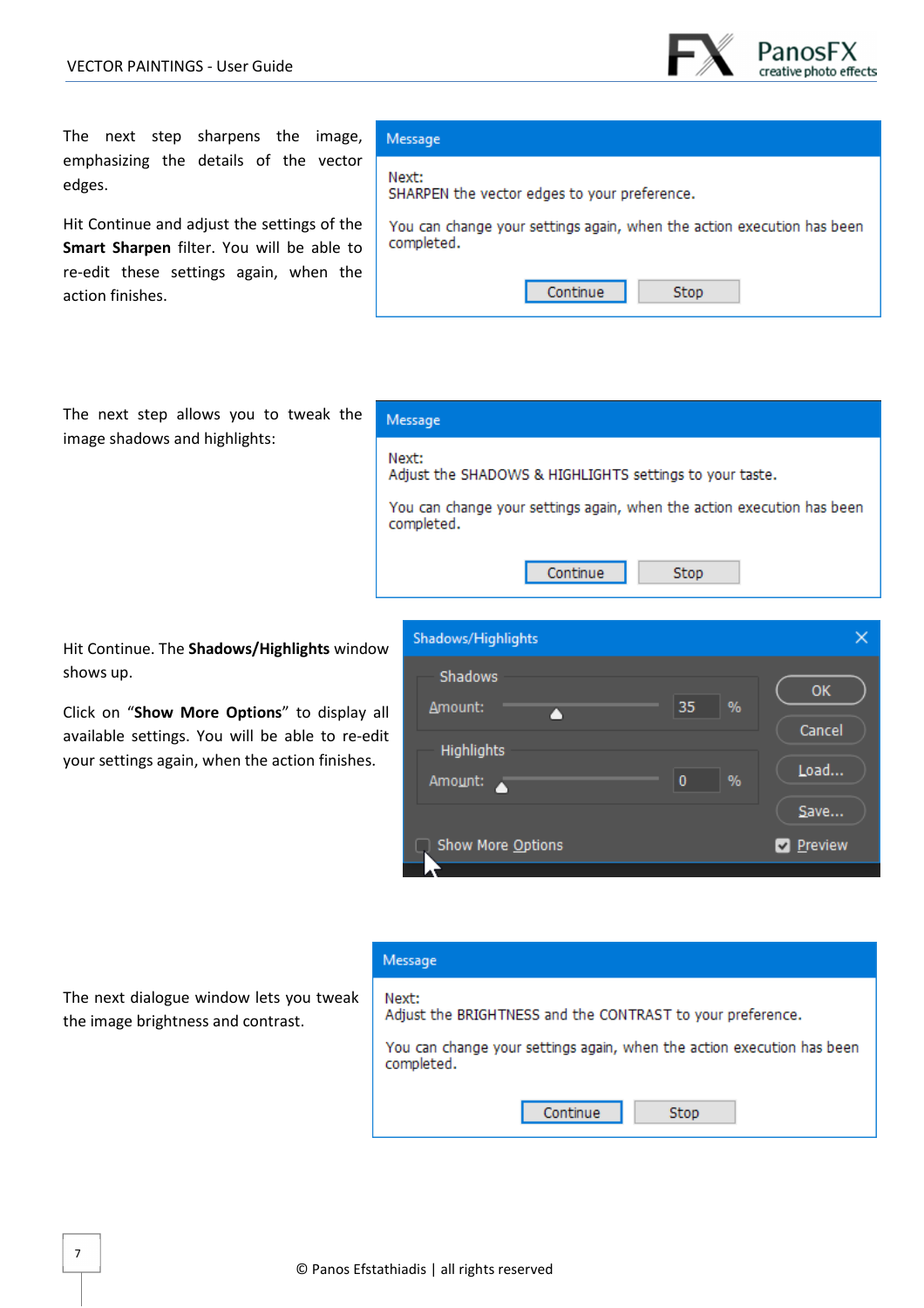The next step sharpens the image, emphasizing the details of the vector edges.

Hit Continue and adjust the settings of the **Smart Sharpen** filter. You will be able to re-edit these settings again, when the action finishes.

Message

Next:
SHARPEN the vector edges to your preference.

You can change your settings again, when the action execution has been completed.

Continue | Stop

The next step allows you to tweak the image shadows and highlights:

Message

Next:
Adjust the SHADOWS & HIGHLIGHTS settings to your taste.

You can change your settings again, when the action execution has been completed.

Continue | Stop

Hit Continue. The **Shadows/Highlights** window shows up.

Click on "**Show More Options**" to display all available settings. You will be able to re-edit your settings again, when the action finishes.

Shadows/Highlights

Shadows
Amount: 35 %

Highlights
Amount: 0 %

OK
Cancel
Load...
Save...

Show More Options
Preview

The next dialogue window lets you tweak the image brightness and contrast.

Message

Next:
Adjust the BRIGHTNESS and the CONTRAST to your preference.

You can change your settings again, when the action execution has been completed.

Continue | Stop

© Panos Efstathiadis | all rights reserved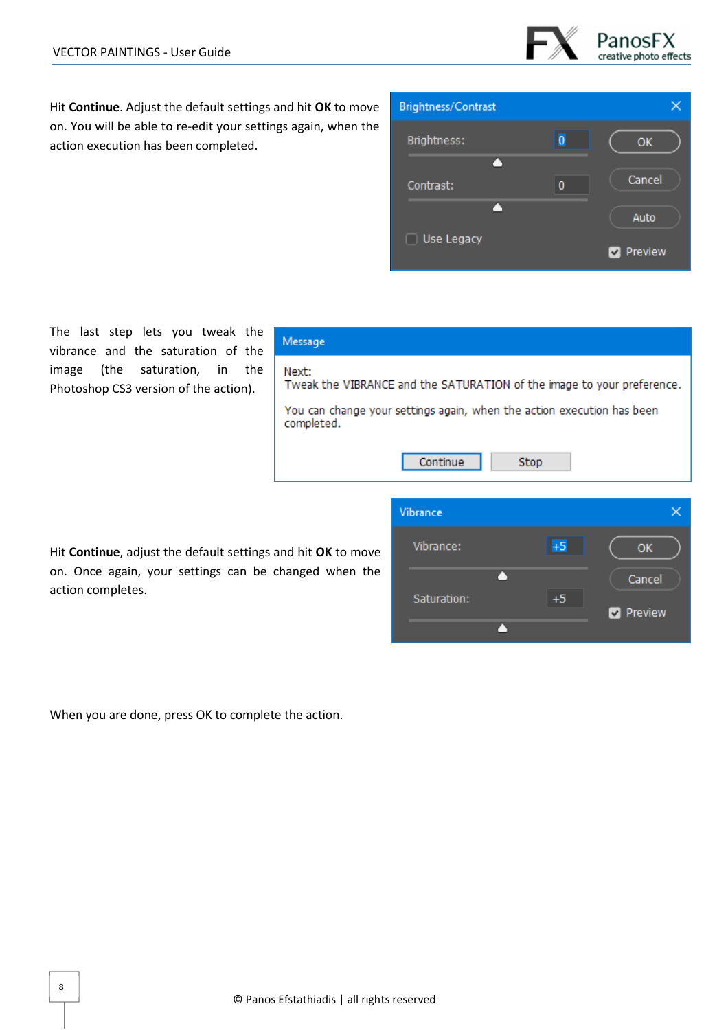Hit **Continue**. Adjust the default settings and hit **OK** to move on. You will be able to re-edit your settings again, when the action execution has been completed.

The last step lets you tweak the vibrance and the saturation of the image (the saturation, in the Photoshop CS3 version of the action).

Hit **Continue**, adjust the default settings and hit **OK** to move on. Once again, your settings can be changed when the action completes.

When you are done, press OK to complete the action.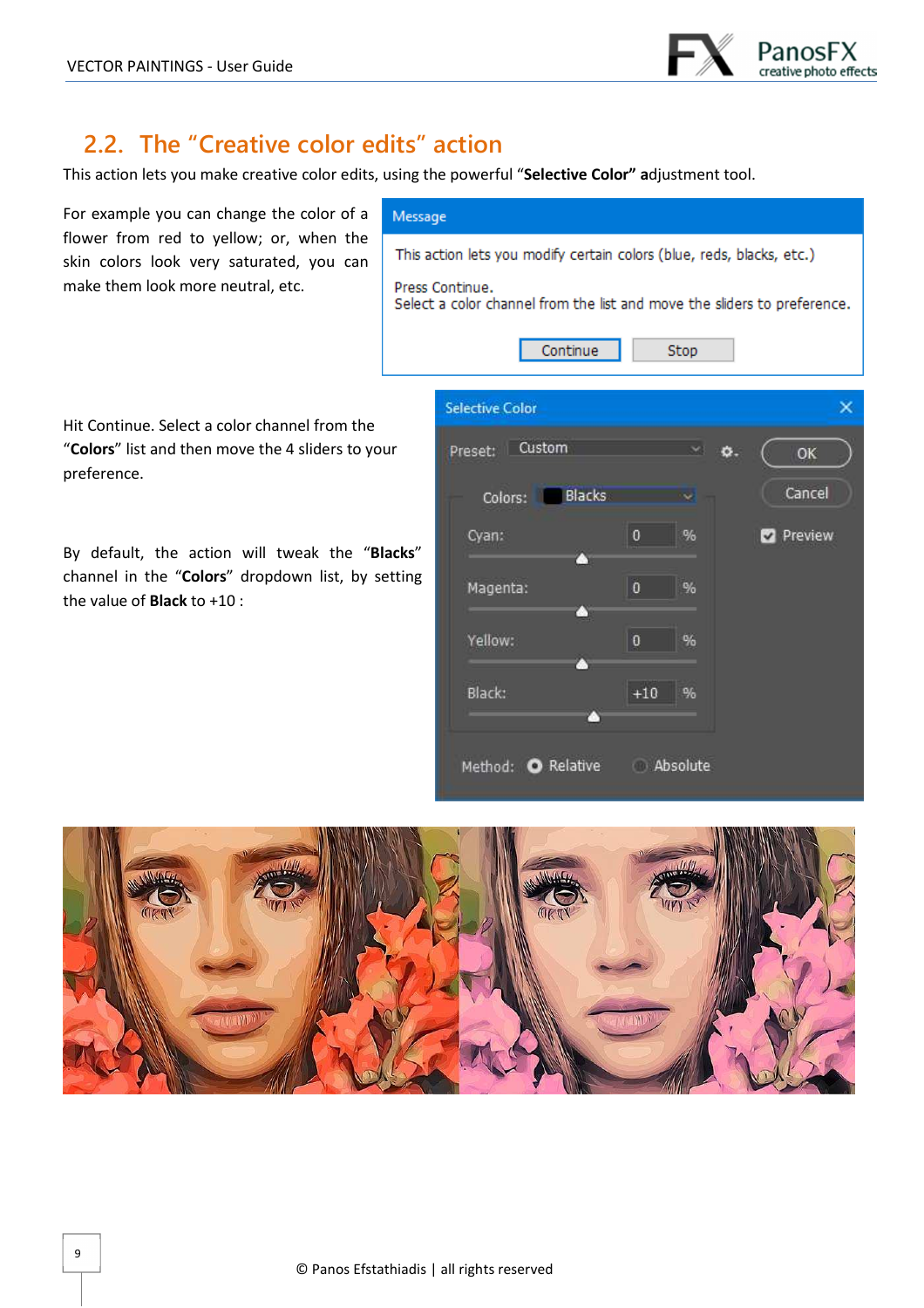## 2.2. The "Creative color edits" action

This action lets you make creative color edits, using the powerful "**Selective Color**" **a**djustment tool.

For example you can change the color of a flower from red to yellow; or, when the skin colors look very saturated, you can make them look more neutral, etc.

Hit Continue. Select a color channel from the "**Colors**" list and then move the 4 sliders to your preference.

By default, the action will tweak the "**Blacks**" channel in the "**Colors**" dropdown list, by setting the value of **Black** to +10 :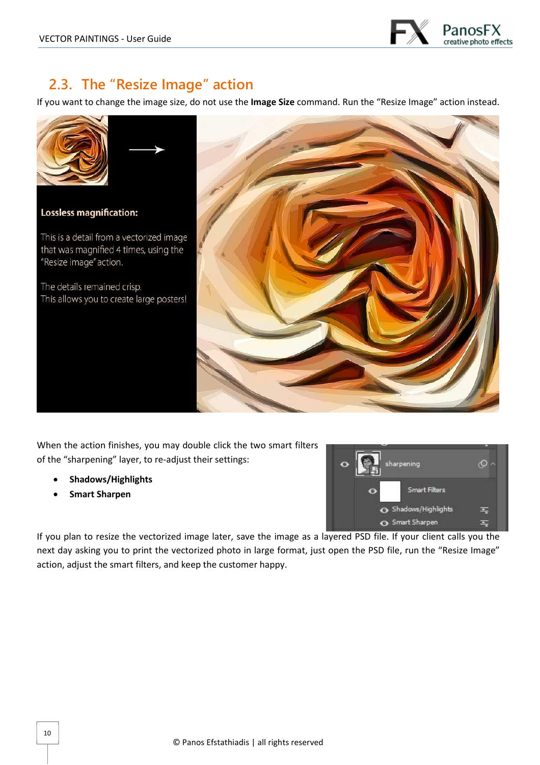## 2.3. The "Resize Image" action

If you want to change the image size, do not use the **Image Size** command. Run the "Resize Image" action instead.

**Lossless magnification:**

This is a detail from a vectorized image that was magnified 4 times, using the "Resize image" action.

The details remained crisp.
This allows you to create large posters!

When the action finishes, you may double click the two smart filters of the "sharpening" layer, to re-adjust their settings:

- **Shadows/Highlights**
- **Smart Sharpen**

If you plan to resize the vectorized image later, save the image as a layered PSD file. If your client calls you the next day asking you to print the vectorized photo in large format, just open the PSD file, run the "Resize Image" action, adjust the smart filters, and keep the customer happy.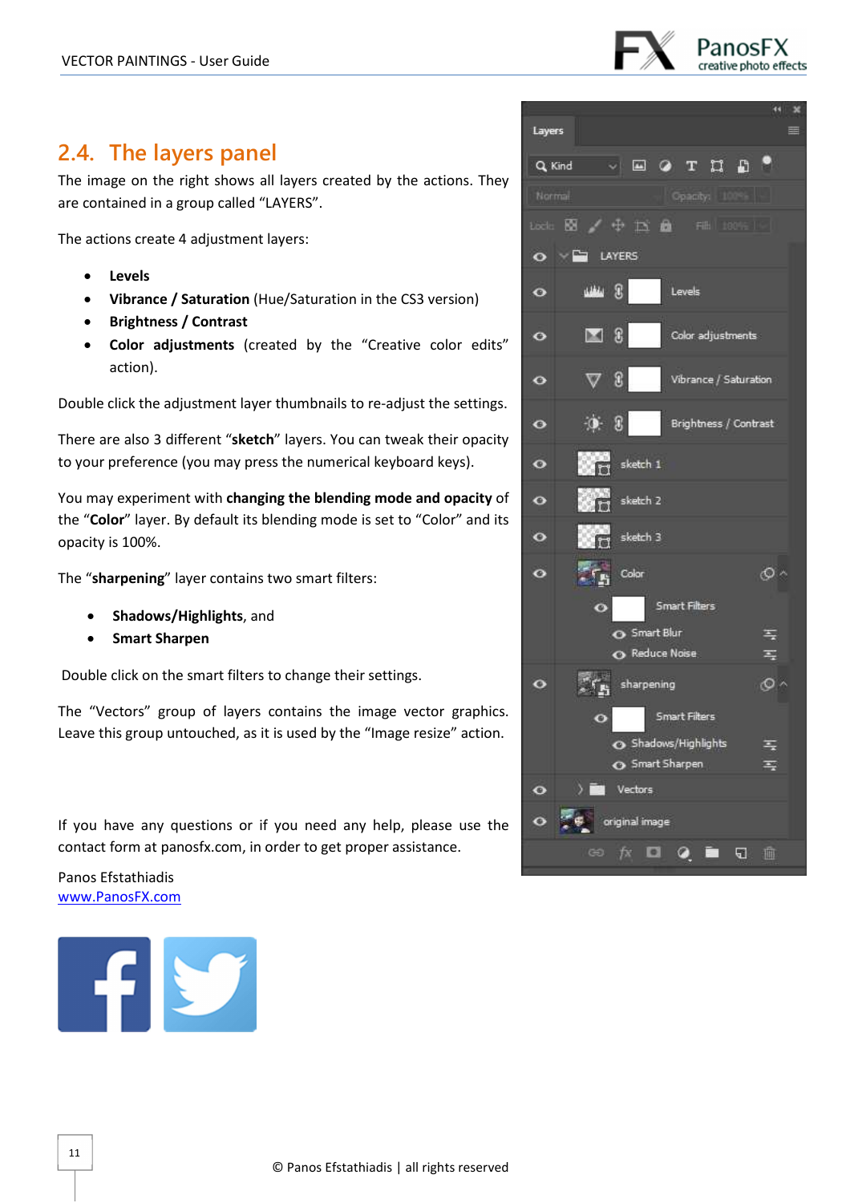## 2.4. The layers panel

The image on the right shows all layers created by the actions. They are contained in a group called "LAYERS".

The actions create 4 adjustment layers:

- **Levels**
- **Vibrance / Saturation** (Hue/Saturation in the CS3 version)
- **Brightness / Contrast**
- **Color adjustments** (created by the "Creative color edits" action).

Double click the adjustment layer thumbnails to re-adjust the settings.

There are also 3 different "**sketch**" layers. You can tweak their opacity to your preference (you may press the numerical keyboard keys).

You may experiment with **changing the blending mode and opacity** of the "**Color**" layer. By default its blending mode is set to "Color" and its opacity is 100%.

The "**sharpening**" layer contains two smart filters:

- **Shadows/Highlights**, and
- **Smart Sharpen**

Double click on the smart filters to change their settings.

The "Vectors" group of layers contains the image vector graphics. Leave this group untouched, as it is used by the "Image resize" action.

If you have any questions or if you need any help, please use the contact form at panosfx.com, in order to get proper assistance.

Panos Efstathiadis
[www.PanosFX.com](http://www.PanosFX.com)

© Panos Efstathiadis | all rights reserved